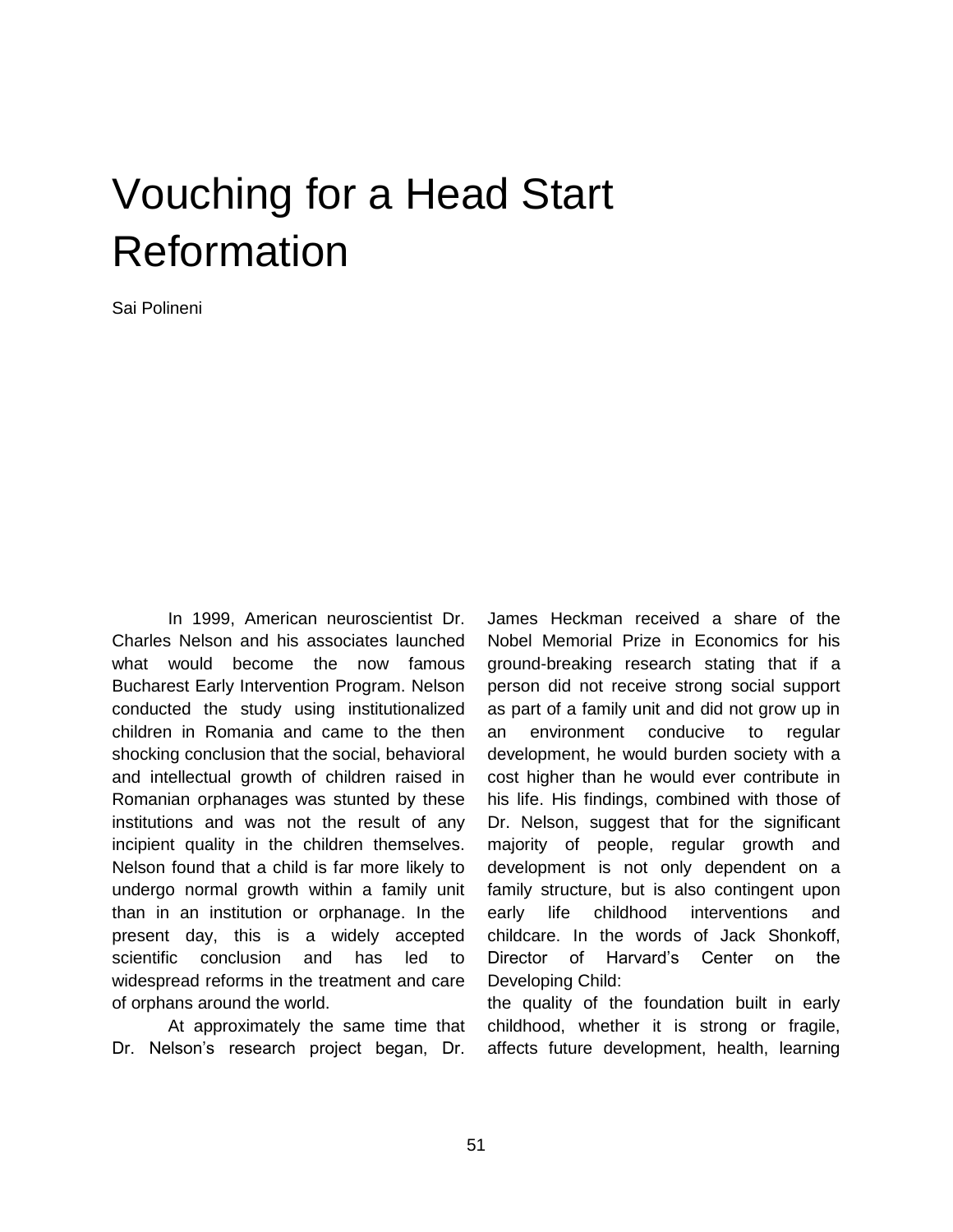# Vouching for a Head Start Reformation

Sai Polineni

In 1999, American neuroscientist Dr. Charles Nelson and his associates launched what would become the now famous Bucharest Early Intervention Program. Nelson conducted the study using institutionalized children in Romania and came to the then shocking conclusion that the social, behavioral and intellectual growth of children raised in Romanian orphanages was stunted by these institutions and was not the result of any incipient quality in the children themselves. Nelson found that a child is far more likely to undergo normal growth within a family unit than in an institution or orphanage. In the present day, this is a widely accepted scientific conclusion and has led to widespread reforms in the treatment and care of orphans around the world.

At approximately the same time that Dr. Nelson's research project began, Dr. James Heckman received a share of the Nobel Memorial Prize in Economics for his ground-breaking research stating that if a person did not receive strong social support as part of a family unit and did not grow up in an environment conducive to regular development, he would burden society with a cost higher than he would ever contribute in his life. His findings, combined with those of Dr. Nelson, suggest that for the significant majority of people, regular growth and development is not only dependent on a family structure, but is also contingent upon early life childhood interventions and childcare. In the words of Jack Shonkoff, Director of Harvard's Center on the Developing Child:

the quality of the foundation built in early childhood, whether it is strong or fragile, affects future development, health, learning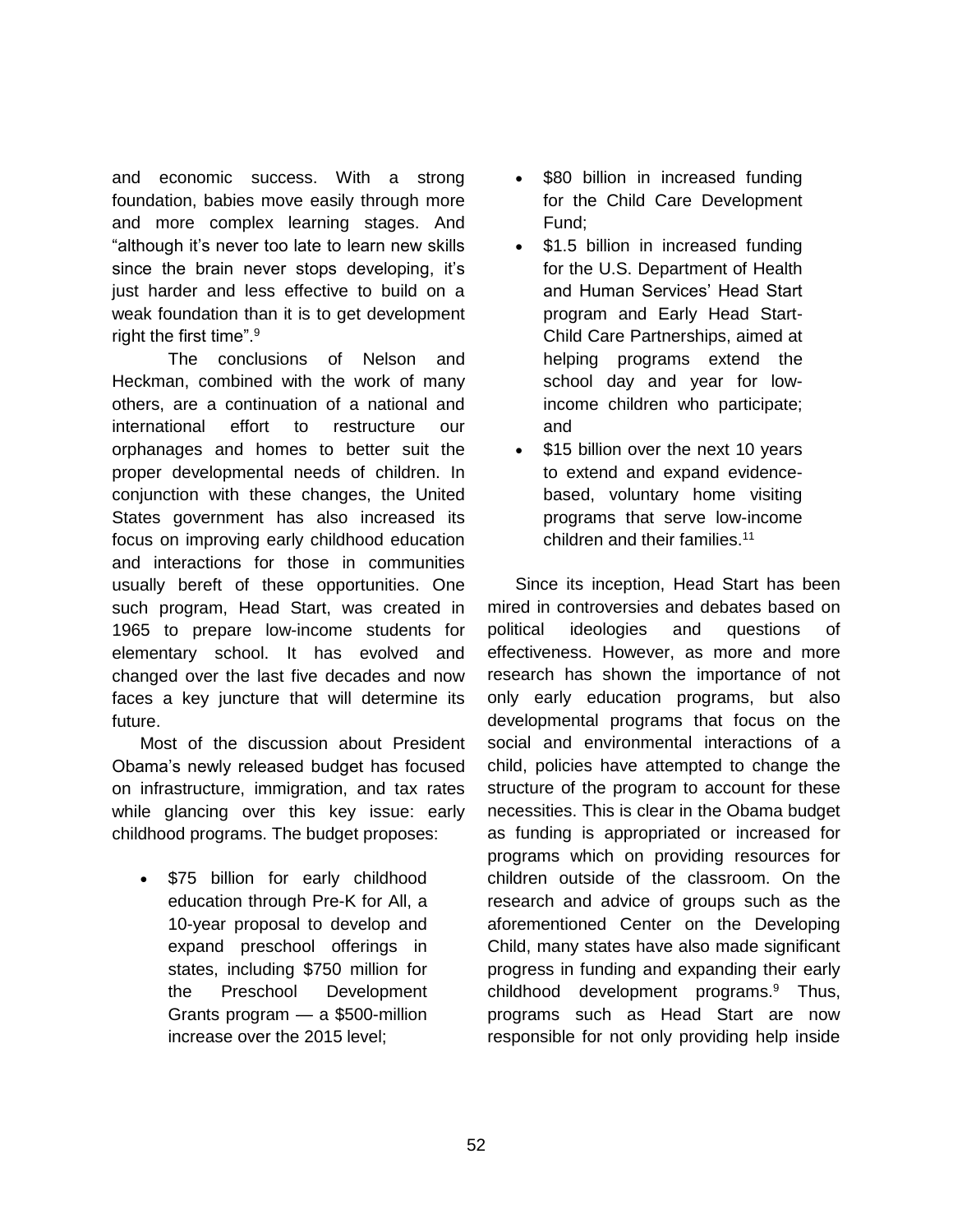and economic success. With a strong foundation, babies move easily through more and more complex learning stages. And "although it's never too late to learn new skills since the brain never stops developing, it's just harder and less effective to build on a weak foundation than it is to get development right the first time".[9]

The conclusions of Nelson and Heckman, combined with the work of many others, are a continuation of a national and international effort to restructure our orphanages and homes to better suit the proper developmental needs of children. In conjunction with these changes, the United States government has also increased its focus on improving early childhood education and interactions for those in communities usually bereft of these opportunities. One such program, Head Start, was created in 1965 to prepare low-income students for elementary school. It has evolved and changed over the last five decades and now faces a key juncture that will determine its future.

Most of the discussion about President Obama's newly released budget has focused on infrastructure, immigration, and tax rates while glancing over this key issue: early childhood programs. The budget proposes:

- $75 billion for early childhood education through Pre-K for All, a 10-year proposal to develop and expand preschool offerings in states, including $750 million for the Preschool Development Grants program — a $500-million increase over the 2015 level;
- $80 billion in increased funding for the Child Care Development Fund;
- $1.5 billion in increased funding for the U.S. Department of Health and Human Services' Head Start program and Early Head Start-Child Care Partnerships, aimed at helping programs extend the school day and year for low-income children who participate; and
- $15 billion over the next 10 years to extend and expand evidence-based, voluntary home visiting programs that serve low-income children and their families.[11]

Since its inception, Head Start has been mired in controversies and debates based on political ideologies and questions of effectiveness. However, as more and more research has shown the importance of not only early education programs, but also developmental programs that focus on the social and environmental interactions of a child, policies have attempted to change the structure of the program to account for these necessities. This is clear in the Obama budget as funding is appropriated or increased for programs which on providing resources for children outside of the classroom. On the research and advice of groups such as the aforementioned Center on the Developing Child, many states have also made significant progress in funding and expanding their early childhood development programs.[9] Thus, programs such as Head Start are now responsible for not only providing help inside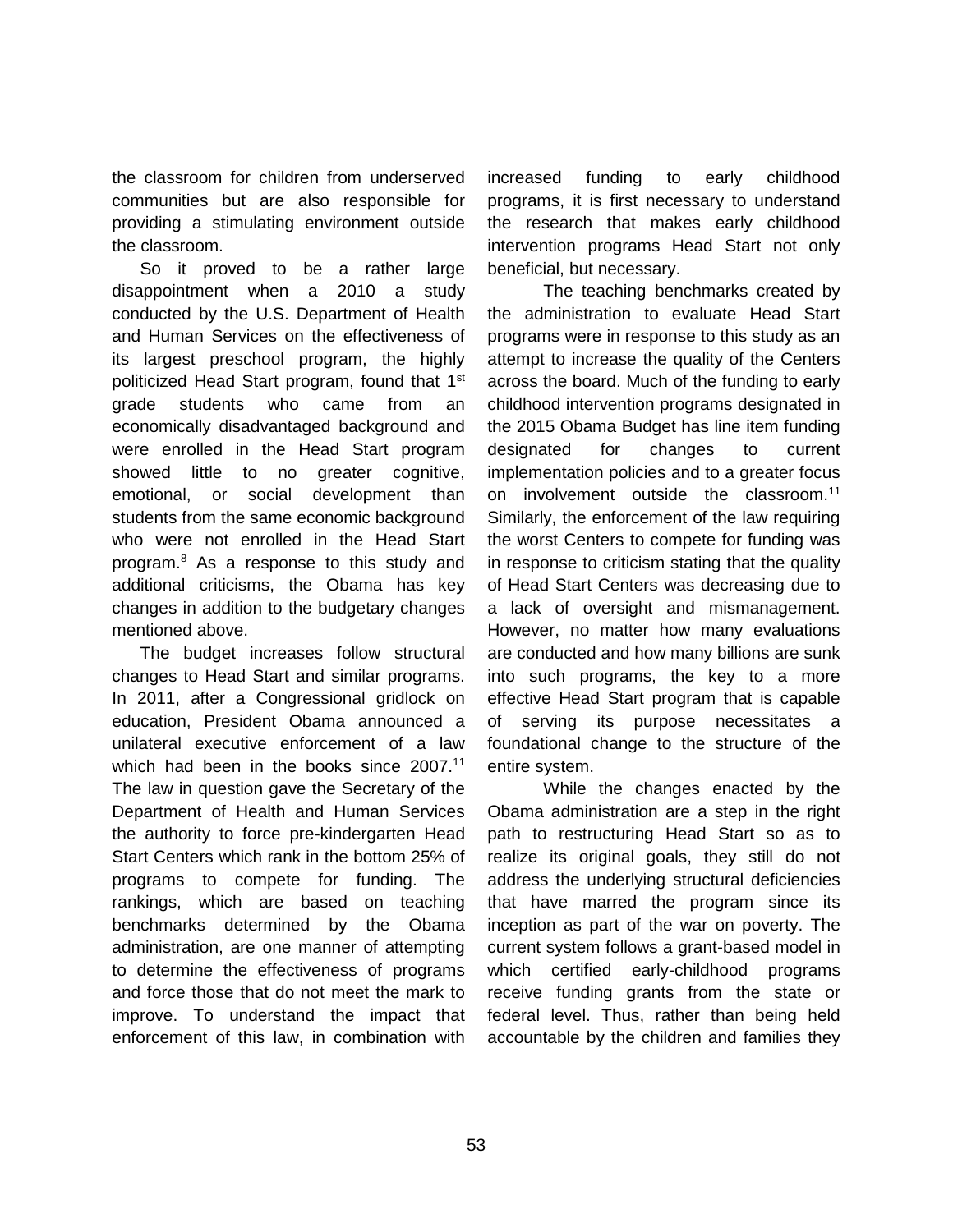the classroom for children from underserved communities but are also responsible for providing a stimulating environment outside the classroom.

So it proved to be a rather large disappointment when a 2010 a study conducted by the U.S. Department of Health and Human Services on the effectiveness of its largest preschool program, the highly politicized Head Start program, found that 1st grade students who came from an economically disadvantaged background and were enrolled in the Head Start program showed little to no greater cognitive, emotional, or social development than students from the same economic background who were not enrolled in the Head Start program.[8] As a response to this study and additional criticisms, the Obama has key changes in addition to the budgetary changes mentioned above.

The budget increases follow structural changes to Head Start and similar programs. In 2011, after a Congressional gridlock on education, President Obama announced a unilateral executive enforcement of a law which had been in the books since 2007.[11] The law in question gave the Secretary of the Department of Health and Human Services the authority to force pre-kindergarten Head Start Centers which rank in the bottom 25% of programs to compete for funding. The rankings, which are based on teaching benchmarks determined by the Obama administration, are one manner of attempting to determine the effectiveness of programs and force those that do not meet the mark to improve. To understand the impact that enforcement of this law, in combination with increased funding to early childhood programs, it is first necessary to understand the research that makes early childhood intervention programs Head Start not only beneficial, but necessary.

The teaching benchmarks created by the administration to evaluate Head Start programs were in response to this study as an attempt to increase the quality of the Centers across the board. Much of the funding to early childhood intervention programs designated in the 2015 Obama Budget has line item funding designated for changes to current implementation policies and to a greater focus on involvement outside the classroom.[11] Similarly, the enforcement of the law requiring the worst Centers to compete for funding was in response to criticism stating that the quality of Head Start Centers was decreasing due to a lack of oversight and mismanagement. However, no matter how many evaluations are conducted and how many billions are sunk into such programs, the key to a more effective Head Start program that is capable of serving its purpose necessitates a foundational change to the structure of the entire system.

While the changes enacted by the Obama administration are a step in the right path to restructuring Head Start so as to realize its original goals, they still do not address the underlying structural deficiencies that have marred the program since its inception as part of the war on poverty. The current system follows a grant-based model in which certified early-childhood programs receive funding grants from the state or federal level. Thus, rather than being held accountable by the children and families they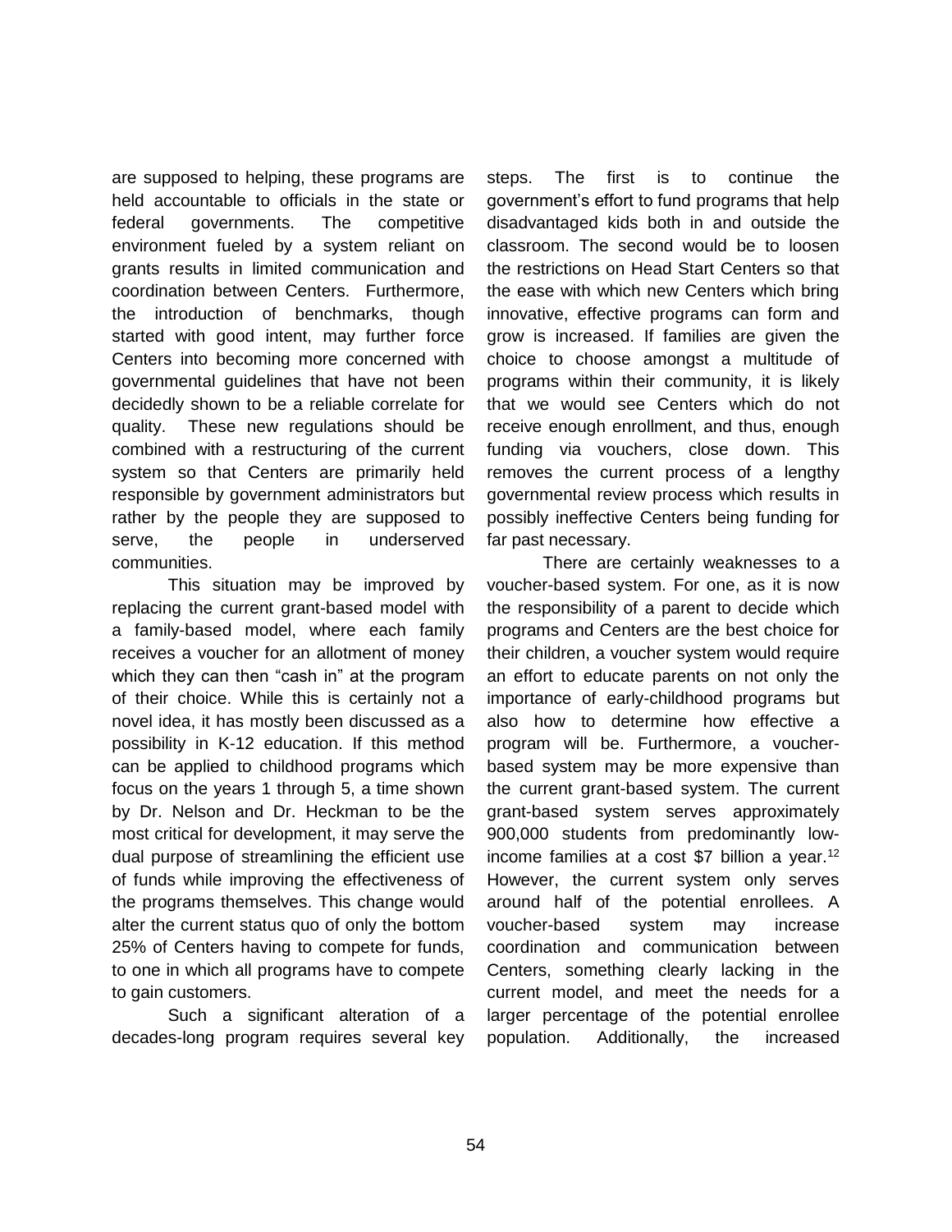are supposed to helping, these programs are held accountable to officials in the state or federal governments. The competitive environment fueled by a system reliant on grants results in limited communication and coordination between Centers. Furthermore, the introduction of benchmarks, though started with good intent, may further force Centers into becoming more concerned with governmental guidelines that have not been decidedly shown to be a reliable correlate for quality. These new regulations should be combined with a restructuring of the current system so that Centers are primarily held responsible by government administrators but rather by the people they are supposed to serve, the people in underserved communities.

This situation may be improved by replacing the current grant-based model with a family-based model, where each family receives a voucher for an allotment of money which they can then "cash in" at the program of their choice. While this is certainly not a novel idea, it has mostly been discussed as a possibility in K-12 education. If this method can be applied to childhood programs which focus on the years 1 through 5, a time shown by Dr. Nelson and Dr. Heckman to be the most critical for development, it may serve the dual purpose of streamlining the efficient use of funds while improving the effectiveness of the programs themselves. This change would alter the current status quo of only the bottom 25% of Centers having to compete for funds, to one in which all programs have to compete to gain customers.

Such a significant alteration of a decades-long program requires several key steps. The first is to continue the government's effort to fund programs that help disadvantaged kids both in and outside the classroom. The second would be to loosen the restrictions on Head Start Centers so that the ease with which new Centers which bring innovative, effective programs can form and grow is increased. If families are given the choice to choose amongst a multitude of programs within their community, it is likely that we would see Centers which do not receive enough enrollment, and thus, enough funding via vouchers, close down. This removes the current process of a lengthy governmental review process which results in possibly ineffective Centers being funding for far past necessary.

There are certainly weaknesses to a voucher-based system. For one, as it is now the responsibility of a parent to decide which programs and Centers are the best choice for their children, a voucher system would require an effort to educate parents on not only the importance of early-childhood programs but also how to determine how effective a program will be. Furthermore, a voucher-based system may be more expensive than the current grant-based system. The current grant-based system serves approximately 900,000 students from predominantly low-income families at a cost $7 billion a year.[12] However, the current system only serves around half of the potential enrollees. A voucher-based system may increase coordination and communication between Centers, something clearly lacking in the current model, and meet the needs for a larger percentage of the potential enrollee population. Additionally, the increased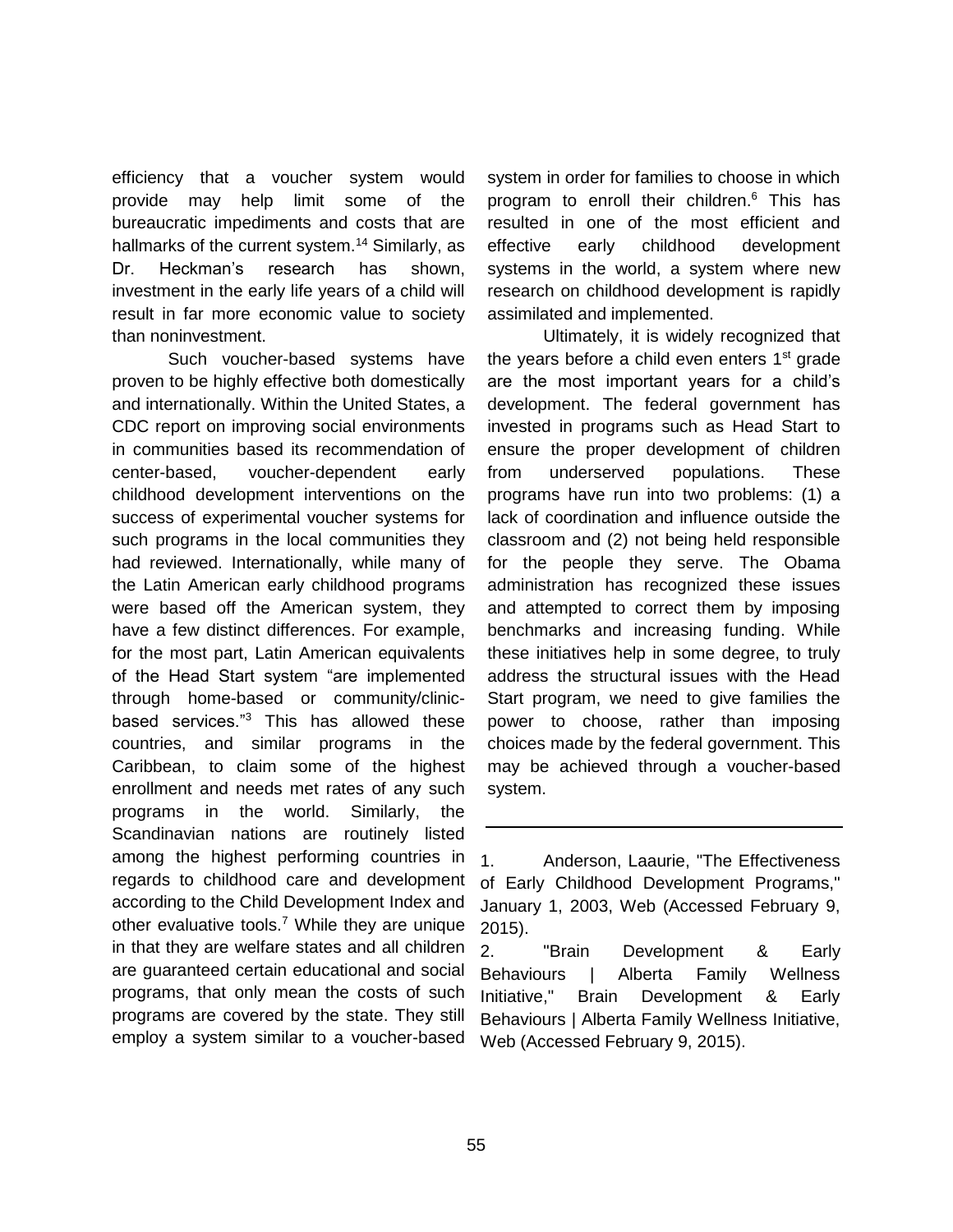efficiency that a voucher system would provide may help limit some of the bureaucratic impediments and costs that are hallmarks of the current system.[14] Similarly, as Dr. Heckman's research has shown, investment in the early life years of a child will result in far more economic value to society than noninvestment.

Such voucher-based systems have proven to be highly effective both domestically and internationally. Within the United States, a CDC report on improving social environments in communities based its recommendation of center-based, voucher-dependent early childhood development interventions on the success of experimental voucher systems for such programs in the local communities they had reviewed. Internationally, while many of the Latin American early childhood programs were based off the American system, they have a few distinct differences. For example, for the most part, Latin American equivalents of the Head Start system "are implemented through home-based or community/clinic-based services."[3] This has allowed these countries, and similar programs in the Caribbean, to claim some of the highest enrollment and needs met rates of any such programs in the world. Similarly, the Scandinavian nations are routinely listed among the highest performing countries in regards to childhood care and development according to the Child Development Index and other evaluative tools.[7] While they are unique in that they are welfare states and all children are guaranteed certain educational and social programs, that only mean the costs of such programs are covered by the state. They still employ a system similar to a voucher-based system in order for families to choose in which program to enroll their children.[6] This has resulted in one of the most efficient and effective early childhood development systems in the world, a system where new research on childhood development is rapidly assimilated and implemented.

Ultimately, it is widely recognized that the years before a child even enters 1st grade are the most important years for a child's development. The federal government has invested in programs such as Head Start to ensure the proper development of children from underserved populations. These programs have run into two problems: (1) a lack of coordination and influence outside the classroom and (2) not being held responsible for the people they serve. The Obama administration has recognized these issues and attempted to correct them by imposing benchmarks and increasing funding. While these initiatives help in some degree, to truly address the structural issues with the Head Start program, we need to give families the power to choose, rather than imposing choices made by the federal government. This may be achieved through a voucher-based system.

---

1. Anderson, Laaurie, "The Effectiveness of Early Childhood Development Programs," January 1, 2003, Web (Accessed February 9, 2015).
2. "Brain Development & Early Behaviours | Alberta Family Wellness Initiative," Brain Development & Early Behaviours | Alberta Family Wellness Initiative, Web (Accessed February 9, 2015).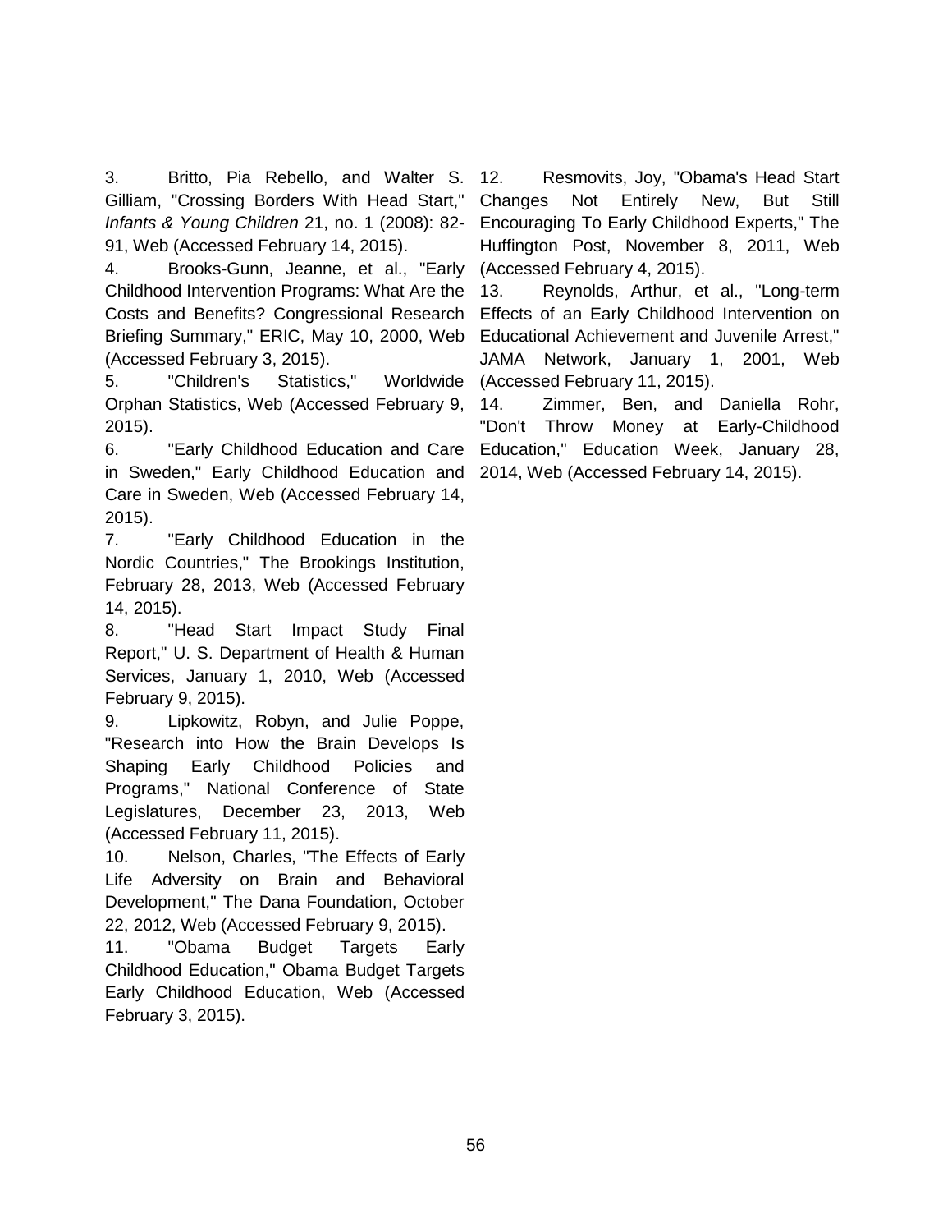3. Britto, Pia Rebello, and Walter S. Gilliam, "Crossing Borders With Head Start," *Infants & Young Children* 21, no. 1 (2008): 82-91, Web (Accessed February 14, 2015).

4. Brooks-Gunn, Jeanne, et al., "Early Childhood Intervention Programs: What Are the Costs and Benefits? Congressional Research Briefing Summary," ERIC, May 10, 2000, Web (Accessed February 3, 2015).

5. "Children's Statistics," Worldwide Orphan Statistics, Web (Accessed February 9, 2015).

6. "Early Childhood Education and Care in Sweden," Early Childhood Education and Care in Sweden, Web (Accessed February 14, 2015).

7. "Early Childhood Education in the Nordic Countries," The Brookings Institution, February 28, 2013, Web (Accessed February 14, 2015).

8. "Head Start Impact Study Final Report," U. S. Department of Health & Human Services, January 1, 2010, Web (Accessed February 9, 2015).

9. Lipkowitz, Robyn, and Julie Poppe, "Research into How the Brain Develops Is Shaping Early Childhood Policies and Programs," National Conference of State Legislatures, December 23, 2013, Web (Accessed February 11, 2015).

10. Nelson, Charles, "The Effects of Early Life Adversity on Brain and Behavioral Development," The Dana Foundation, October 22, 2012, Web (Accessed February 9, 2015).

11. "Obama Budget Targets Early Childhood Education," Obama Budget Targets Early Childhood Education, Web (Accessed February 3, 2015).

12. Resmovits, Joy, "Obama's Head Start Changes Not Entirely New, But Still Encouraging To Early Childhood Experts," The Huffington Post, November 8, 2011, Web (Accessed February 4, 2015).

13. Reynolds, Arthur, et al., "Long-term Effects of an Early Childhood Intervention on Educational Achievement and Juvenile Arrest," JAMA Network, January 1, 2001, Web (Accessed February 11, 2015).

14. Zimmer, Ben, and Daniella Rohr, "Don't Throw Money at Early-Childhood Education," Education Week, January 28, 2014, Web (Accessed February 14, 2015).